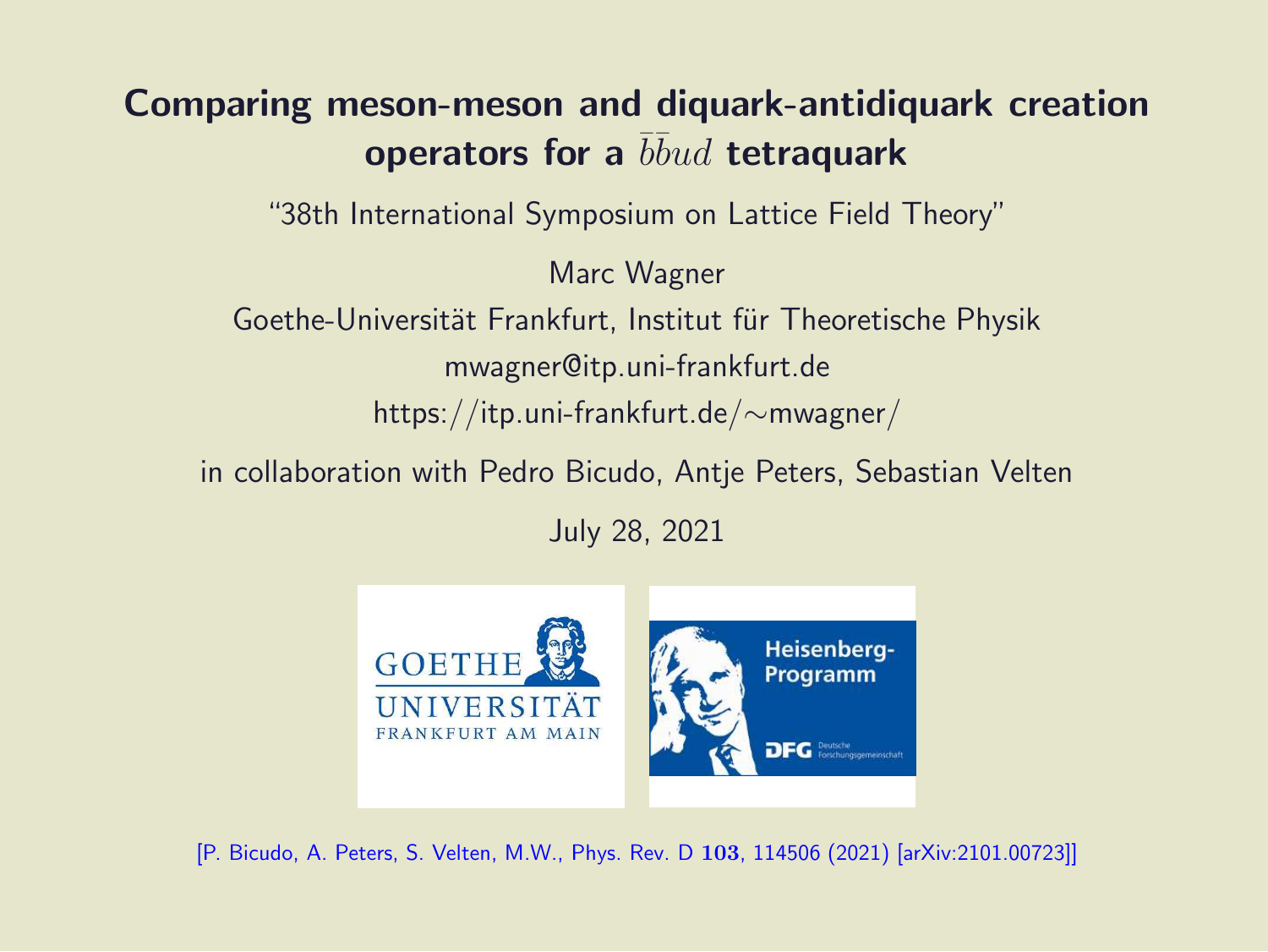# Comparing meson-meson and diquark-antidiquark creation operators for a $\bar{b}\bar{b}ud$ tetraquark

"38th International Symposium on Lattice Field Theory"

Marc Wagner

Goethe-Universität Frankfurt, Institut für Theoretische Physik

mwagner@itp.uni-frankfurt.de

https://itp.uni-frankfurt.de/~mwagner/

in collaboration with Pedro Bicudo, Antje Peters, Sebastian Velten

July 28, 2021

[P. Bicudo, A. Peters, S. Velten, M.W., Phys. Rev. D **103**, 114506 (2021) [arXiv:2101.00723]]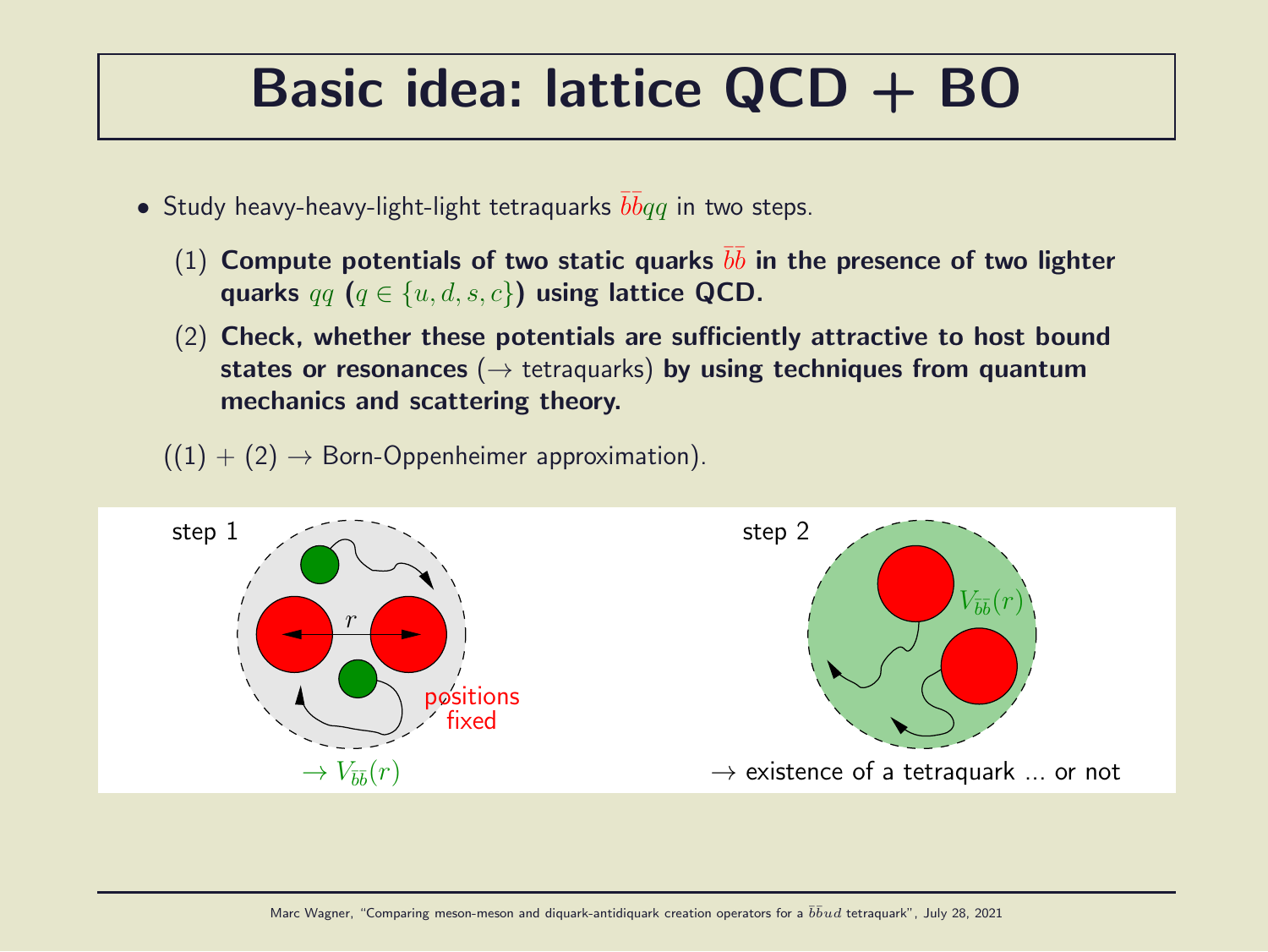# Basic idea: lattice QCD + BO

- Study heavy-heavy-light-light tetraquarks $\bar{b}\bar{b}qq$ in two steps.
  1. **Compute potentials of two static quarks $\bar{b}\bar{b}$ in the presence of two lighter quarks $qq$ ($q \in \{u, d, s, c\}$) using lattice QCD.**
  2. **Check, whether these potentials are sufficiently attractive to host bound states or resonances** ($\rightarrow$ tetraquarks) **by using techniques from quantum mechanics and scattering theory.**

((1) + (2) $\rightarrow$ Born-Oppenheimer approximation).

step 1

$r$

positions fixed

$\rightarrow V_{\bar{b}\bar{b}}(r)$

step 2

$V_{\bar{b}\bar{b}}(r)$

$\rightarrow$ existence of a tetraquark ... or not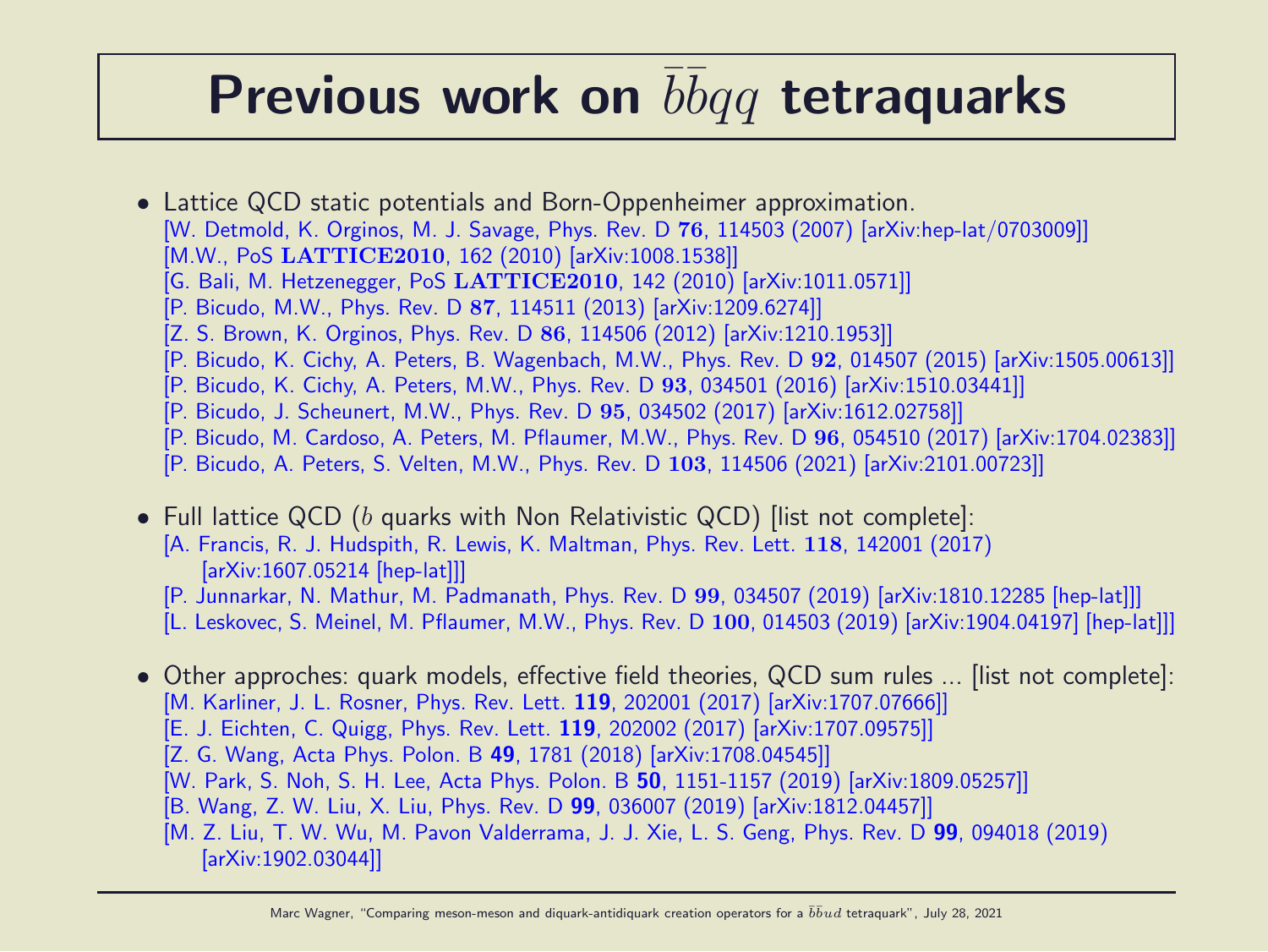# Previous work on $\bar{b}\bar{b}qq$ tetraquarks

- Lattice QCD static potentials and Born-Oppenheimer approximation.
  [W. Detmold, K. Orginos, M. J. Savage, Phys. Rev. D **76**, 114503 (2007) [arXiv:hep-lat/0703009]]
  [M.W., PoS **LATTICE2010**, 162 (2010) [arXiv:1008.1538]]
  [G. Bali, M. Hetzenegger, PoS **LATTICE2010**, 142 (2010) [arXiv:1011.0571]]
  [P. Bicudo, M.W., Phys. Rev. D **87**, 114511 (2013) [arXiv:1209.6274]]
  [Z. S. Brown, K. Orginos, Phys. Rev. D **86**, 114506 (2012) [arXiv:1210.1953]]
  [P. Bicudo, K. Cichy, A. Peters, B. Wagenbach, M.W., Phys. Rev. D **92**, 014507 (2015) [arXiv:1505.00613]]
  [P. Bicudo, K. Cichy, A. Peters, M.W., Phys. Rev. D **93**, 034501 (2016) [arXiv:1510.03441]]
  [P. Bicudo, J. Scheunert, M.W., Phys. Rev. D **95**, 034502 (2017) [arXiv:1612.02758]]
  [P. Bicudo, M. Cardoso, A. Peters, M. Pflaumer, M.W., Phys. Rev. D **96**, 054510 (2017) [arXiv:1704.02383]]
  [P. Bicudo, A. Peters, S. Velten, M.W., Phys. Rev. D **103**, 114506 (2021) [arXiv:2101.00723]]

- Full lattice QCD ($b$ quarks with Non Relativistic QCD) [list not complete]:
  [A. Francis, R. J. Hudspith, R. Lewis, K. Maltman, Phys. Rev. Lett. **118**, 142001 (2017) [arXiv:1607.05214 [hep-lat]]]
  [P. Junnarkar, N. Mathur, M. Padmanath, Phys. Rev. D **99**, 034507 (2019) [arXiv:1810.12285 [hep-lat]]]
  [L. Leskovec, S. Meinel, M. Pflaumer, M.W., Phys. Rev. D **100**, 014503 (2019) [arXiv:1904.04197] [hep-lat]]]

- Other approches: quark models, effective field theories, QCD sum rules ... [list not complete]:
  [M. Karliner, J. L. Rosner, Phys. Rev. Lett. **119**, 202001 (2017) [arXiv:1707.07666]]
  [E. J. Eichten, C. Quigg, Phys. Rev. Lett. **119**, 202002 (2017) [arXiv:1707.09575]]
  [Z. G. Wang, Acta Phys. Polon. B **49**, 1781 (2018) [arXiv:1708.04545]]
  [W. Park, S. Noh, S. H. Lee, Acta Phys. Polon. B **50**, 1151-1157 (2019) [arXiv:1809.05257]]
  [B. Wang, Z. W. Liu, X. Liu, Phys. Rev. D **99**, 036007 (2019) [arXiv:1812.04457]]
  [M. Z. Liu, T. W. Wu, M. Pavon Valderrama, J. J. Xie, L. S. Geng, Phys. Rev. D **99**, 094018 (2019) [arXiv:1902.03044]]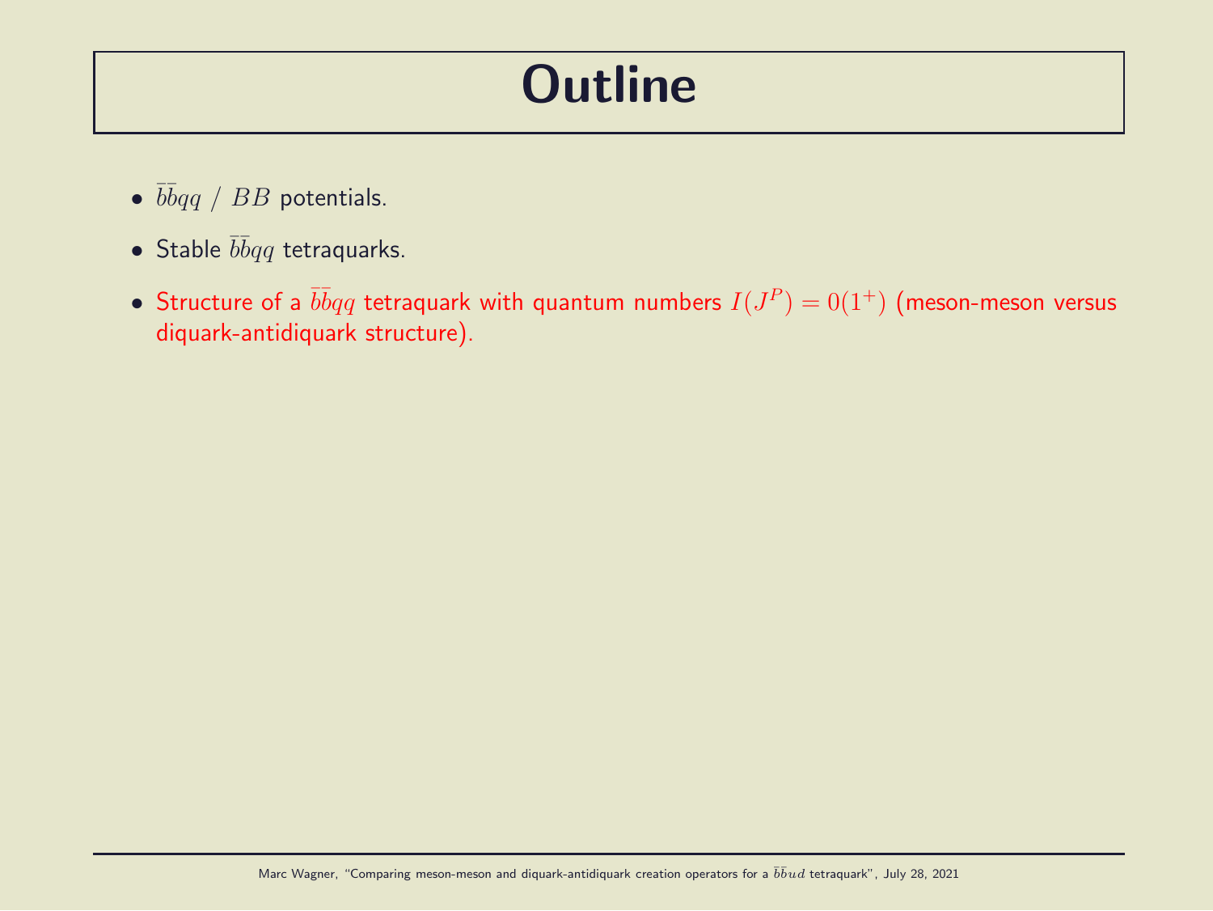# Outline

- $\bar{b}\bar{b}qq$ / $BB$ potentials.
- Stable $\bar{b}\bar{b}qq$ tetraquarks.
- Structure of a $\bar{b}\bar{b}qq$ tetraquark with quantum numbers $I(J^P) = 0(1^+)$ (meson-meson versus diquark-antidiquark structure).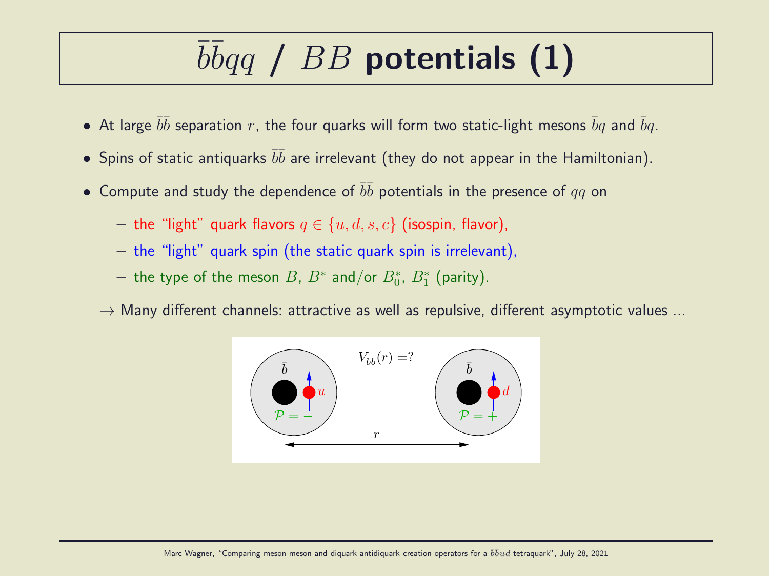# $\bar{b}\bar{b}qq$ / $BB$ potentials (1)

- At large $\bar{b}\bar{b}$ separation $r$, the four quarks will form two static-light mesons $\bar{b}q$ and $\bar{b}q$.
- Spins of static antiquarks $\bar{b}\bar{b}$ are irrelevant (they do not appear in the Hamiltonian).
- Compute and study the dependence of $\bar{b}\bar{b}$ potentials in the presence of $qq$ on
  - the "light" quark flavors $q \in \{u, d, s, c\}$ (isospin, flavor),
  - the "light" quark spin (the static quark spin is irrelevant),
  - the type of the meson $B$, $B^*$ and/or $B_0^*$, $B_1^*$ (parity).

$\rightarrow$ Many different channels: attractive as well as repulsive, different asymptotic values ...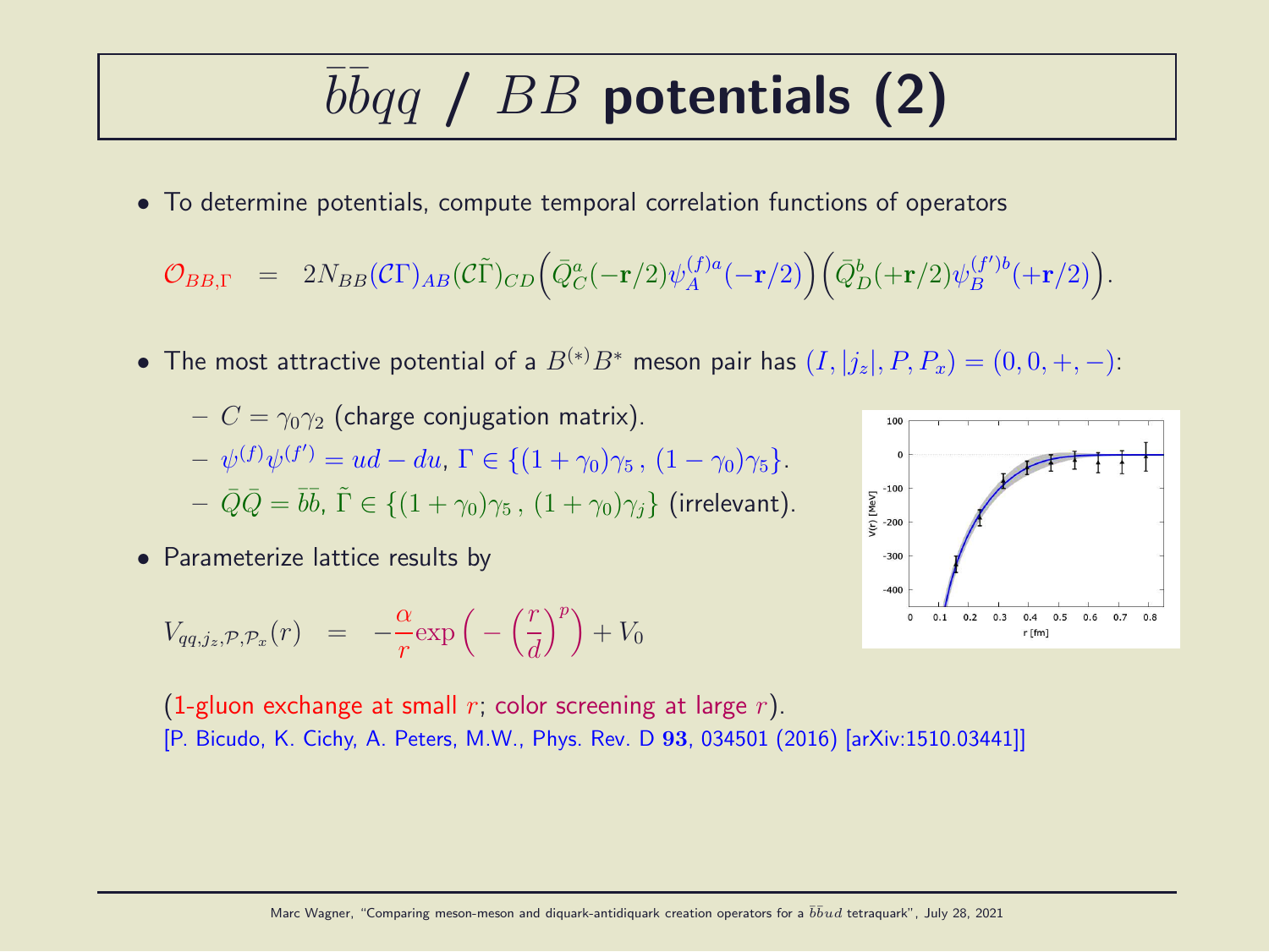# $\bar{b}\bar{b}qq$ / $BB$ potentials (2)

- To determine potentials, compute temporal correlation functions of operators

$$\mathcal{O}_{BB,\Gamma} \;\; = \;\; 2N_{BB}(\mathcal{C}\Gamma)_{AB}(\mathcal{C}\tilde{\Gamma})_{CD}\Big(\bar{Q}_C^a(-\mathbf{r}/2)\psi_A^{(f)a}(-\mathbf{r}/2)\Big)\Big(\bar{Q}_D^b(+\mathbf{r}/2)\psi_B^{(f')b}(+\mathbf{r}/2)\Big).$$

- The most attractive potential of a $B^{(*)}B^*$ meson pair has $(I, |j_z|, P, P_x) = (0, 0, +, -)$:
  - $C = \gamma_0\gamma_2$ (charge conjugation matrix).
  - $\psi^{(f)}\psi^{(f')} = ud - du$, $\Gamma \in \{(1+\gamma_0)\gamma_5\,,\,(1-\gamma_0)\gamma_5\}$.
  - $\bar{Q}\bar{Q} = \bar{b}\bar{b}$, $\tilde{\Gamma} \in \{(1+\gamma_0)\gamma_5\,,\,(1+\gamma_0)\gamma_j\}$ (irrelevant).

- Parameterize lattice results by

$$V_{qq,j_z,\mathcal{P},\mathcal{P}_x}(r) \;\; = \;\; -\frac{\alpha}{r}\exp\Big(-\Big(\frac{r}{d}\Big)^p\Big) + V_0$$

(1-gluon exchange at small $r$; color screening at large $r$).
[P. Bicudo, K. Cichy, A. Peters, M.W., Phys. Rev. D **93**, 034501 (2016) [arXiv:1510.03441]]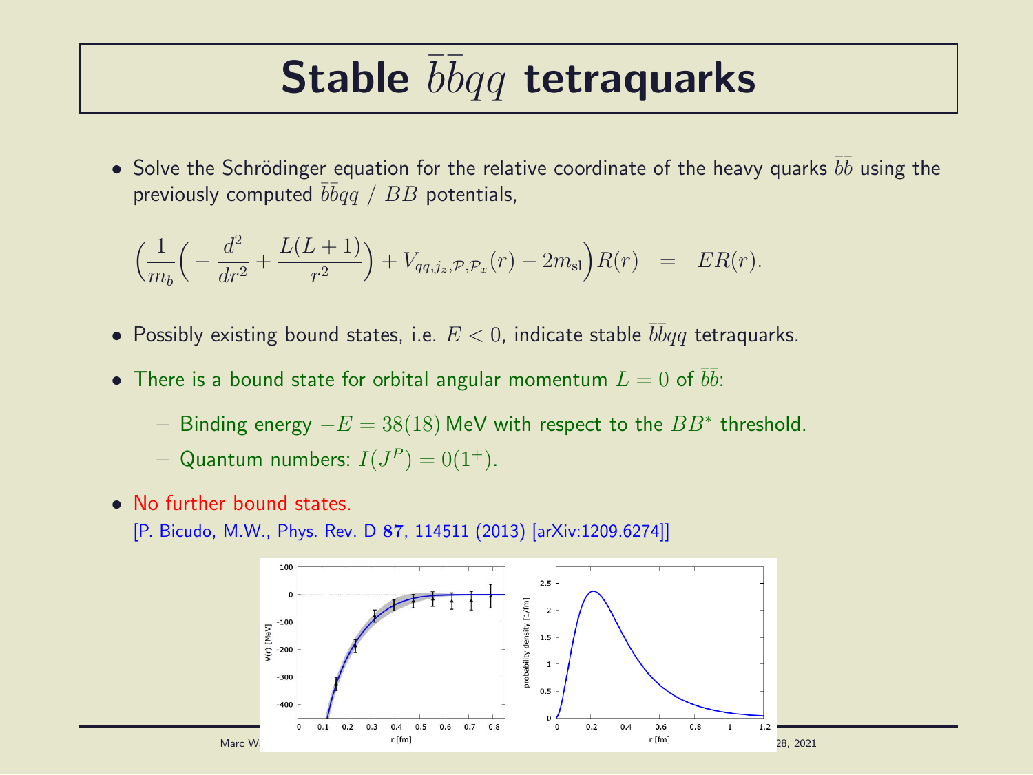# Stable $\bar{b}\bar{b}qq$ tetraquarks

- Solve the Schrödinger equation for the relative coordinate of the heavy quarks $\bar{b}\bar{b}$ using the previously computed $\bar{b}\bar{b}qq$ / $BB$ potentials,

$$\left(\frac{1}{m_b}\left(-\frac{d^2}{dr^2}+\frac{L(L+1)}{r^2}\right)+V_{qq,j_z,\mathcal{P},\mathcal{P}_x}(r)-2m_{\mathrm{sl}}\right)R(r) \quad = \quad ER(r).$$

- Possibly existing bound states, i.e. $E < 0$, indicate stable $\bar{b}\bar{b}qq$ tetraquarks.
- There is a bound state for orbital angular momentum $L = 0$ of $\bar{b}\bar{b}$:
  - Binding energy $-E = 38(18)$ MeV with respect to the $BB^*$ threshold.
  - Quantum numbers: $I(J^P) = 0(1^+)$.
- No further bound states.

  [P. Bicudo, M.W., Phys. Rev. D **87**, 114511 (2013) [arXiv:1209.6274]]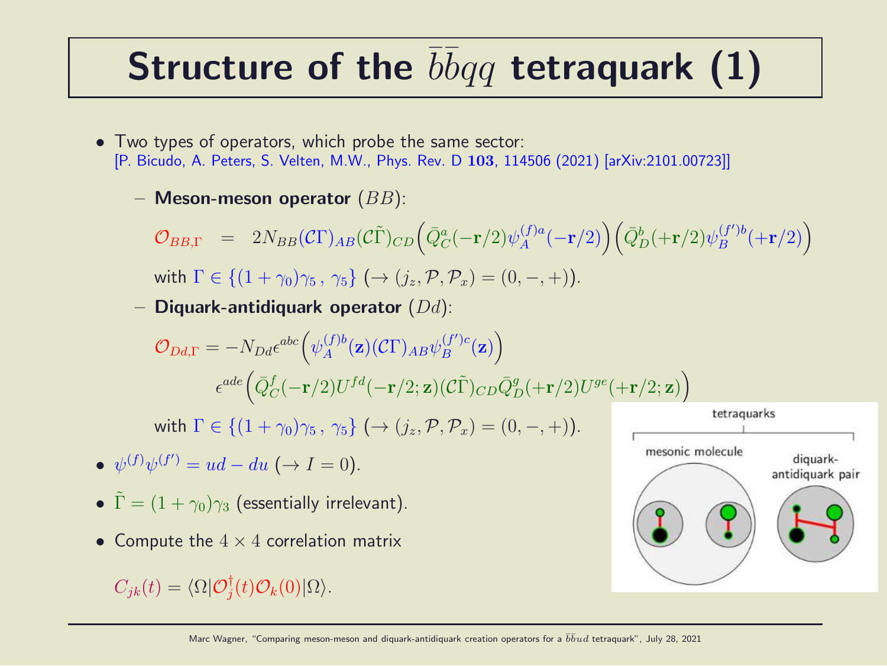# Structure of the $\bar{b}\bar{b}qq$ tetraquark (1)

- Two types of operators, which probe the same sector:
  [P. Bicudo, A. Peters, S. Velten, M.W., Phys. Rev. D **103**, 114506 (2021) [arXiv:2101.00723]]
  - **Meson-meson operator** $(BB)$:

    $$\mathcal{O}_{BB,\Gamma} \quad = \quad 2N_{BB}(\mathcal{C}\Gamma)_{AB}(\mathcal{C}\tilde{\Gamma})_{CD}\Big(\bar{Q}^a_C(-\mathbf{r}/2)\psi^{(f)a}_A(-\mathbf{r}/2)\Big)\Big(\bar{Q}^b_D(+\mathbf{r}/2)\psi^{(f')b}_B(+\mathbf{r}/2)\Big)$$

    with $\Gamma \in \{(1+\gamma_0)\gamma_5\,,\,\gamma_5\}$ $(\rightarrow (j_z,\mathcal{P},\mathcal{P}_x) = (0,-,+))$.
  - **Diquark-antidiquark operator** $(Dd)$:

    $$\mathcal{O}_{Dd,\Gamma} = -N_{Dd}\epsilon^{abc}\Big(\psi^{(f)b}_A(\mathbf{z})(\mathcal{C}\Gamma)_{AB}\psi^{(f')c}_B(\mathbf{z})\Big)$$
    $$\epsilon^{ade}\Big(\bar{Q}^f_C(-\mathbf{r}/2)U^{fd}(-\mathbf{r}/2;\mathbf{z})(\mathcal{C}\tilde{\Gamma})_{CD}\bar{Q}^g_D(+\mathbf{r}/2)U^{ge}(+\mathbf{r}/2;\mathbf{z})\Big)$$

    with $\Gamma \in \{(1+\gamma_0)\gamma_5\,,\,\gamma_5\}$ $(\rightarrow (j_z,\mathcal{P},\mathcal{P}_x) = (0,-,+))$.
- $\psi^{(f)}\psi^{(f')} = ud - du$ $(\rightarrow I = 0)$.
- $\tilde{\Gamma} = (1+\gamma_0)\gamma_3$ (essentially irrelevant).
- Compute the $4 \times 4$ correlation matrix

  $$C_{jk}(t) = \langle\Omega|\mathcal{O}^\dagger_j(t)\mathcal{O}_k(0)|\Omega\rangle.$$

tetraquarks

mesonic molecule | diquark-antidiquark pair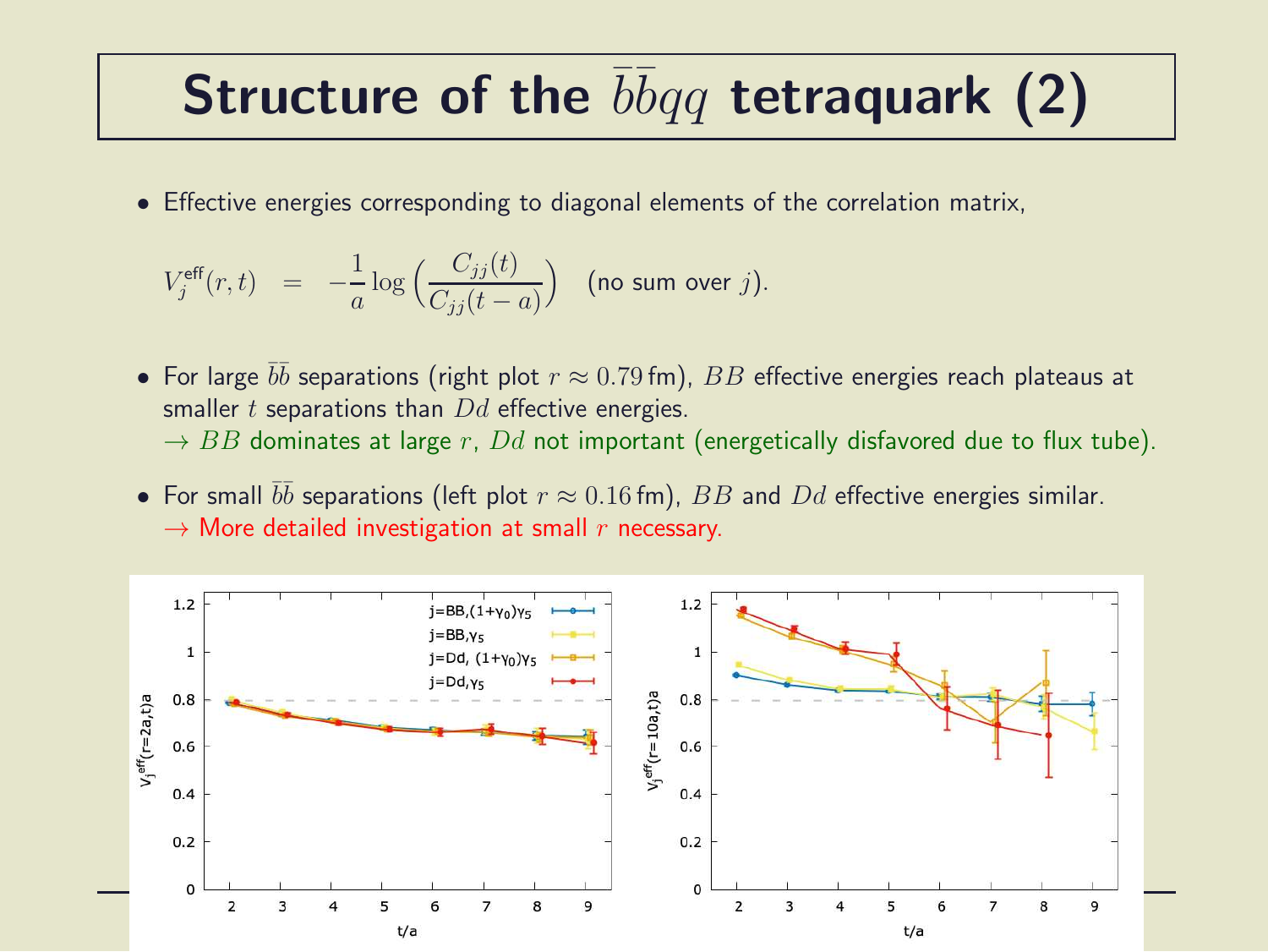# Structure of the $\bar{b}\bar{b}qq$ tetraquark (2)

- Effective energies corresponding to diagonal elements of the correlation matrix,

$$V_j^{\text{eff}}(r,t) \quad = \quad -\frac{1}{a}\log\left(\frac{C_{jj}(t)}{C_{jj}(t-a)}\right) \quad \text{(no sum over } j\text{)}.$$

- For large $\bar{b}\bar{b}$ separations (right plot $r \approx 0.79\,\text{fm}$), $BB$ effective energies reach plateaus at smaller $t$ separations than $Dd$ effective energies.
  $\rightarrow$ $BB$ dominates at large $r$, $Dd$ not important (energetically disfavored due to flux tube).

- For small $\bar{b}\bar{b}$ separations (left plot $r \approx 0.16\,\text{fm}$), $BB$ and $Dd$ effective energies similar.
  $\rightarrow$ More detailed investigation at small $r$ necessary.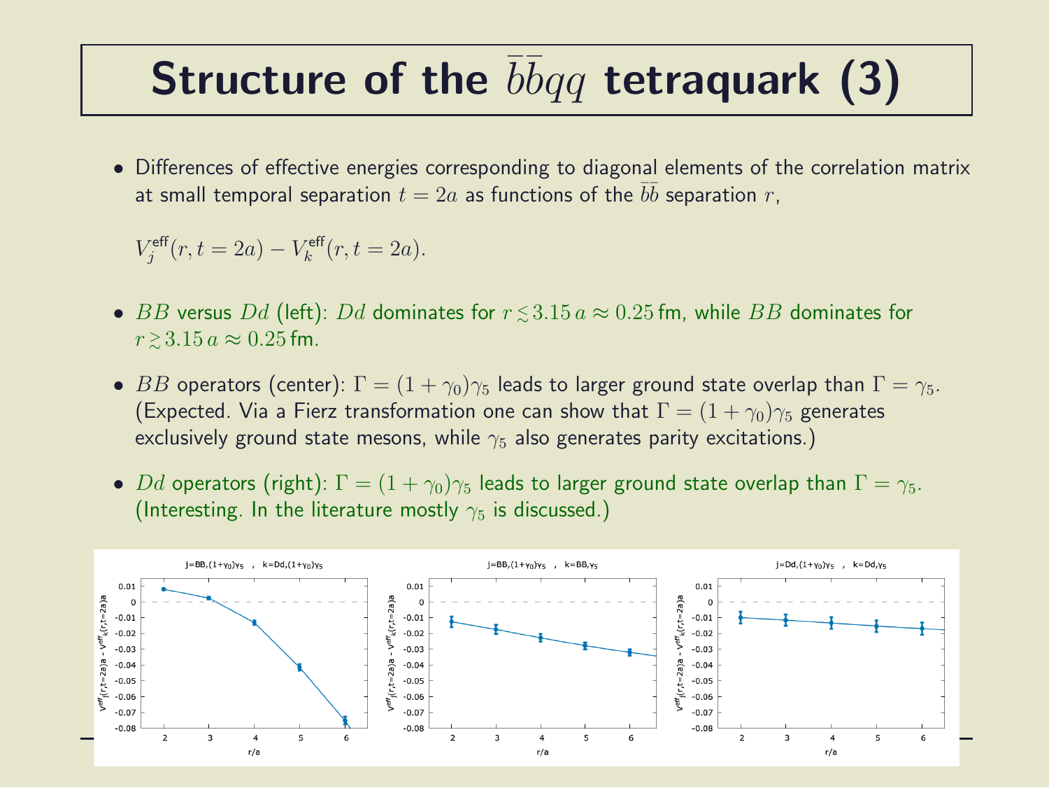# Structure of the $\bar{b}\bar{b}qq$ tetraquark (3)

- Differences of effective energies corresponding to diagonal elements of the correlation matrix at small temporal separation $t = 2a$ as functions of the $\bar{b}\bar{b}$ separation $r$,

  $V_j^{\text{eff}}(r, t = 2a) - V_k^{\text{eff}}(r, t = 2a)$.

- $BB$ versus $Dd$ (left): $Dd$ dominates for $r \lesssim 3.15\,a \approx 0.25\,\text{fm}$, while $BB$ dominates for $r \gtrsim 3.15\,a \approx 0.25\,\text{fm}$.

- $BB$ operators (center): $\Gamma = (1 + \gamma_0)\gamma_5$ leads to larger ground state overlap than $\Gamma = \gamma_5$. (Expected. Via a Fierz transformation one can show that $\Gamma = (1 + \gamma_0)\gamma_5$ generates exclusively ground state mesons, while $\gamma_5$ also generates parity excitations.)

- $Dd$ operators (right): $\Gamma = (1 + \gamma_0)\gamma_5$ leads to larger ground state overlap than $\Gamma = \gamma_5$. (Interesting. In the literature mostly $\gamma_5$ is discussed.)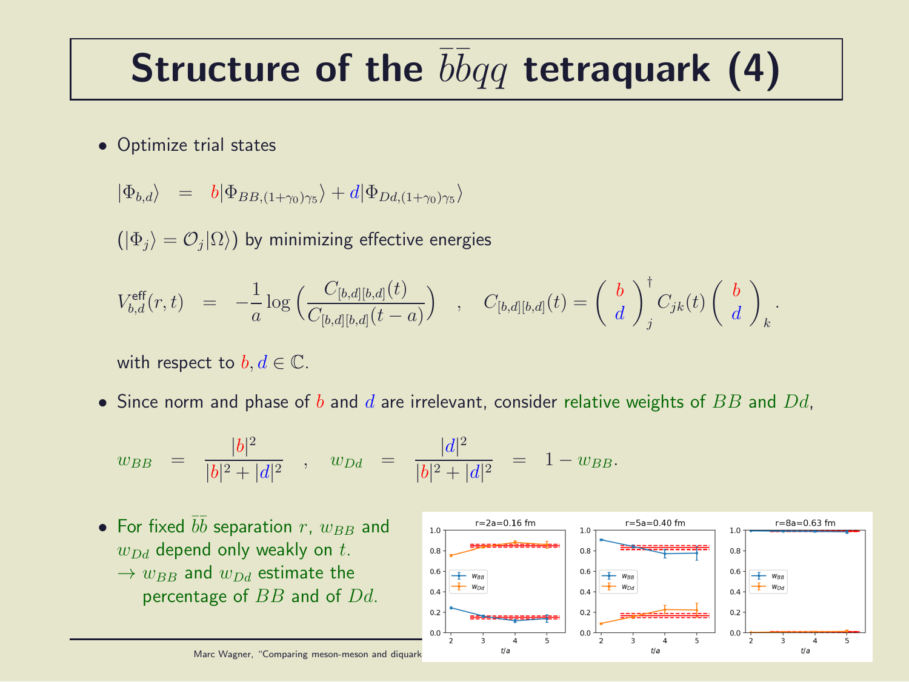# Structure of the $\bar{b}\bar{b}qq$ tetraquark (4)

- Optimize trial states

$$|\Phi_{b,d}\rangle \quad = \quad b|\Phi_{BB,(1+\gamma_0)\gamma_5}\rangle + d|\Phi_{Dd,(1+\gamma_0)\gamma_5}\rangle$$

($|\Phi_j\rangle = \mathcal{O}_j|\Omega\rangle$) by minimizing effective energies

$$V^{\text{eff}}_{b,d}(r,t) \quad = \quad -\frac{1}{a}\log\left(\frac{C_{[b,d][b,d]}(t)}{C_{[b,d][b,d]}(t-a)}\right) \quad , \quad C_{[b,d][b,d]}(t) = \left(\begin{array}{c} b \\ d \end{array}\right)^\dagger_j C_{jk}(t) \left(\begin{array}{c} b \\ d \end{array}\right)_k .$$

with respect to $b, d \in \mathbb{C}$.

- Since norm and phase of $b$ and $d$ are irrelevant, consider relative weights of $BB$ and $Dd$,

$$w_{BB} \quad = \quad \frac{|b|^2}{|b|^2 + |d|^2} \quad , \quad w_{Dd} \quad = \quad \frac{|d|^2}{|b|^2 + |d|^2} \quad = \quad 1 - w_{BB}.$$

- For fixed $\bar{b}\bar{b}$ separation $r$, $w_{BB}$ and $w_{Dd}$ depend only weakly on $t$.
  $\rightarrow$ $w_{BB}$ and $w_{Dd}$ estimate the percentage of $BB$ and of $Dd$.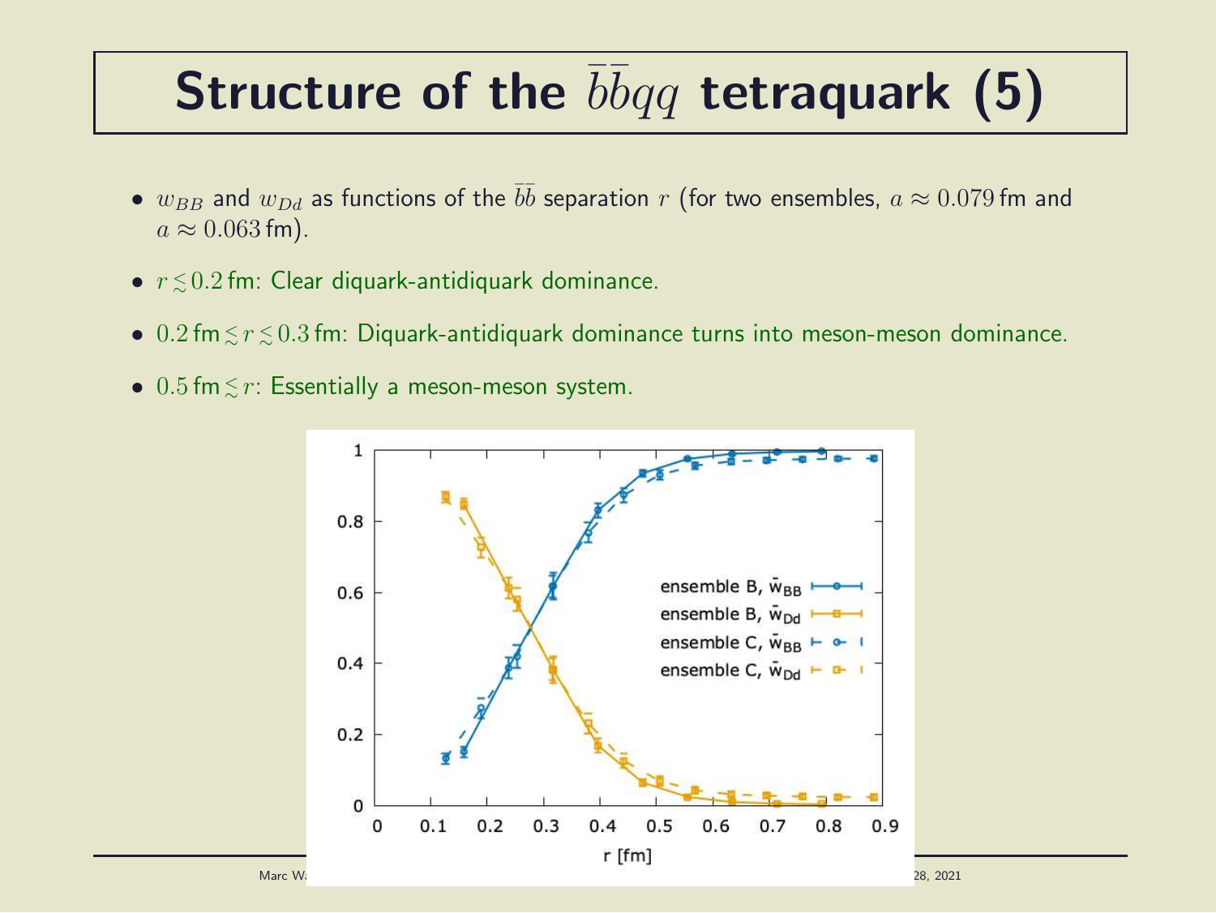# Structure of the $\bar{b}\bar{b}qq$ tetraquark (5)

- $w_{BB}$ and $w_{Dd}$ as functions of the $\bar{b}\bar{b}$ separation $r$ (for two ensembles, $a \approx 0.079$ fm and $a \approx 0.063$ fm).
- $r \lesssim 0.2$ fm: Clear diquark-antidiquark dominance.
- $0.2$ fm $\lesssim r \lesssim 0.3$ fm: Diquark-antidiquark dominance turns into meson-meson dominance.
- $0.5$ fm $\lesssim r$: Essentially a meson-meson system.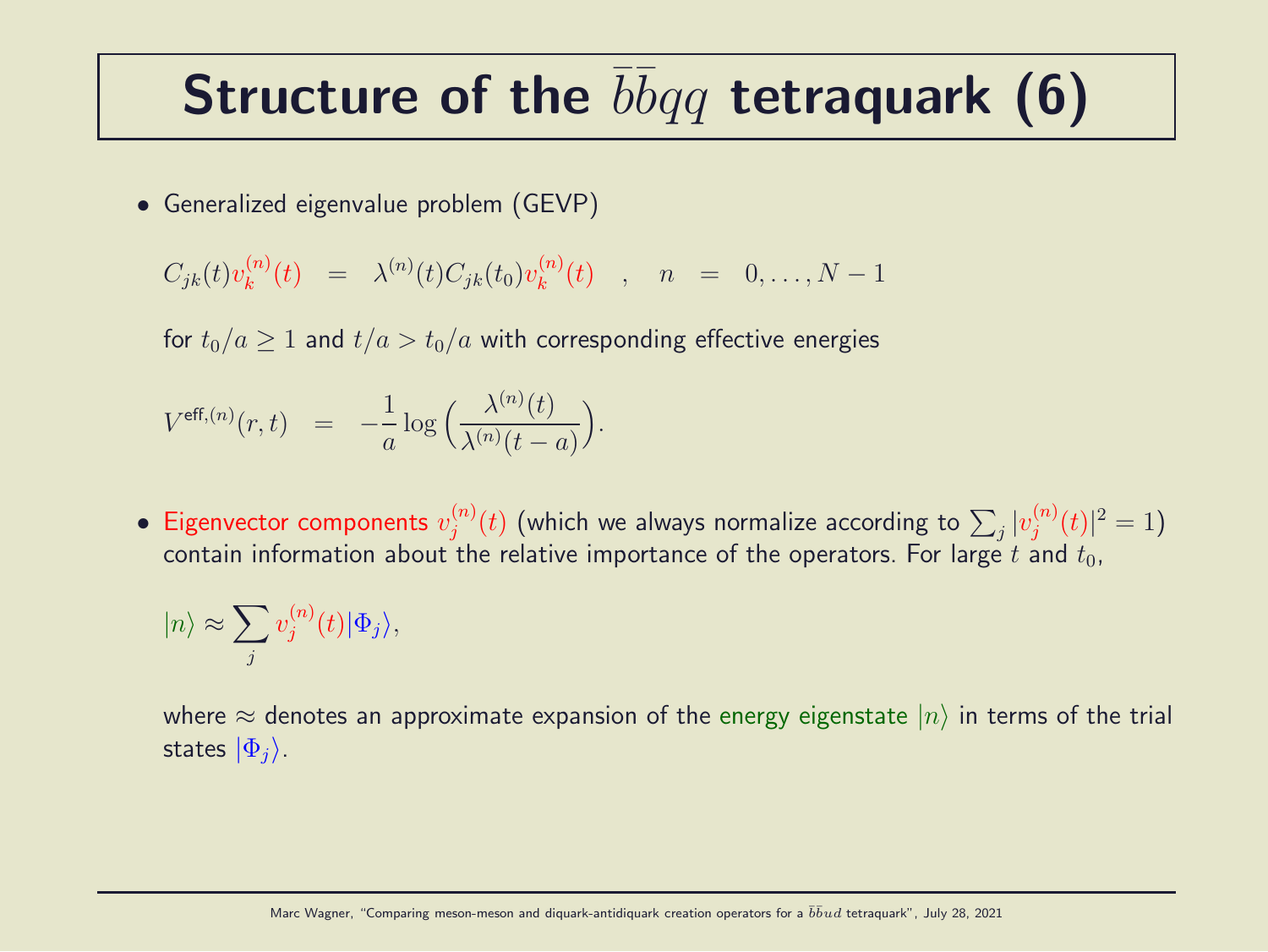# Structure of the $\bar{b}\bar{b}qq$ tetraquark (6)

- Generalized eigenvalue problem (GEVP)

$$C_{jk}(t)v_k^{(n)}(t) \quad = \quad \lambda^{(n)}(t)C_{jk}(t_0)v_k^{(n)}(t) \quad , \quad n \quad = \quad 0,\ldots,N-1$$

for $t_0/a \geq 1$ and $t/a > t_0/a$ with corresponding effective energies

$$V^{\text{eff},(n)}(r,t) \quad = \quad -\frac{1}{a}\log\left(\frac{\lambda^{(n)}(t)}{\lambda^{(n)}(t-a)}\right).$$

- Eigenvector components $v_j^{(n)}(t)$ (which we always normalize according to $\sum_j |v_j^{(n)}(t)|^2 = 1$) contain information about the relative importance of the operators. For large $t$ and $t_0$,

$$|n\rangle \approx \sum_j v_j^{(n)}(t)|\Phi_j\rangle,$$

where $\approx$ denotes an approximate expansion of the energy eigenstate $|n\rangle$ in terms of the trial states $|\Phi_j\rangle$.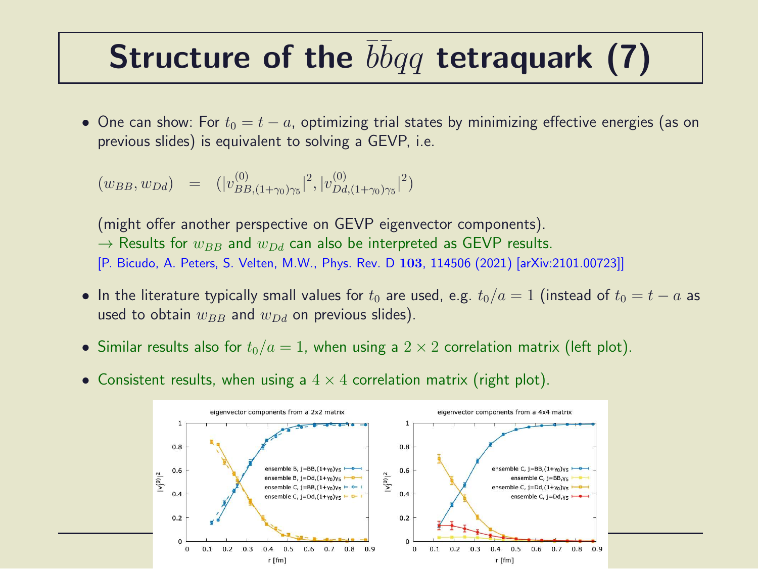# Structure of the $\bar{b}\bar{b}qq$ tetraquark (7)

- One can show: For $t_0 = t - a$, optimizing trial states by minimizing effective energies (as on previous slides) is equivalent to solving a GEVP, i.e.

  $$(w_{BB}, w_{Dd}) \quad = \quad (|v^{(0)}_{BB,(1+\gamma_0)\gamma_5}|^2, |v^{(0)}_{Dd,(1+\gamma_0)\gamma_5}|^2)$$

  (might offer another perspective on GEVP eigenvector components).
  $\rightarrow$ Results for $w_{BB}$ and $w_{Dd}$ can also be interpreted as GEVP results.
  [P. Bicudo, A. Peters, S. Velten, M.W., Phys. Rev. D **103**, 114506 (2021) [arXiv:2101.00723]]

- In the literature typically small values for $t_0$ are used, e.g. $t_0/a = 1$ (instead of $t_0 = t - a$ as used to obtain $w_{BB}$ and $w_{Dd}$ on previous slides).

- Similar results also for $t_0/a = 1$, when using a $2 \times 2$ correlation matrix (left plot).

- Consistent results, when using a $4 \times 4$ correlation matrix (right plot).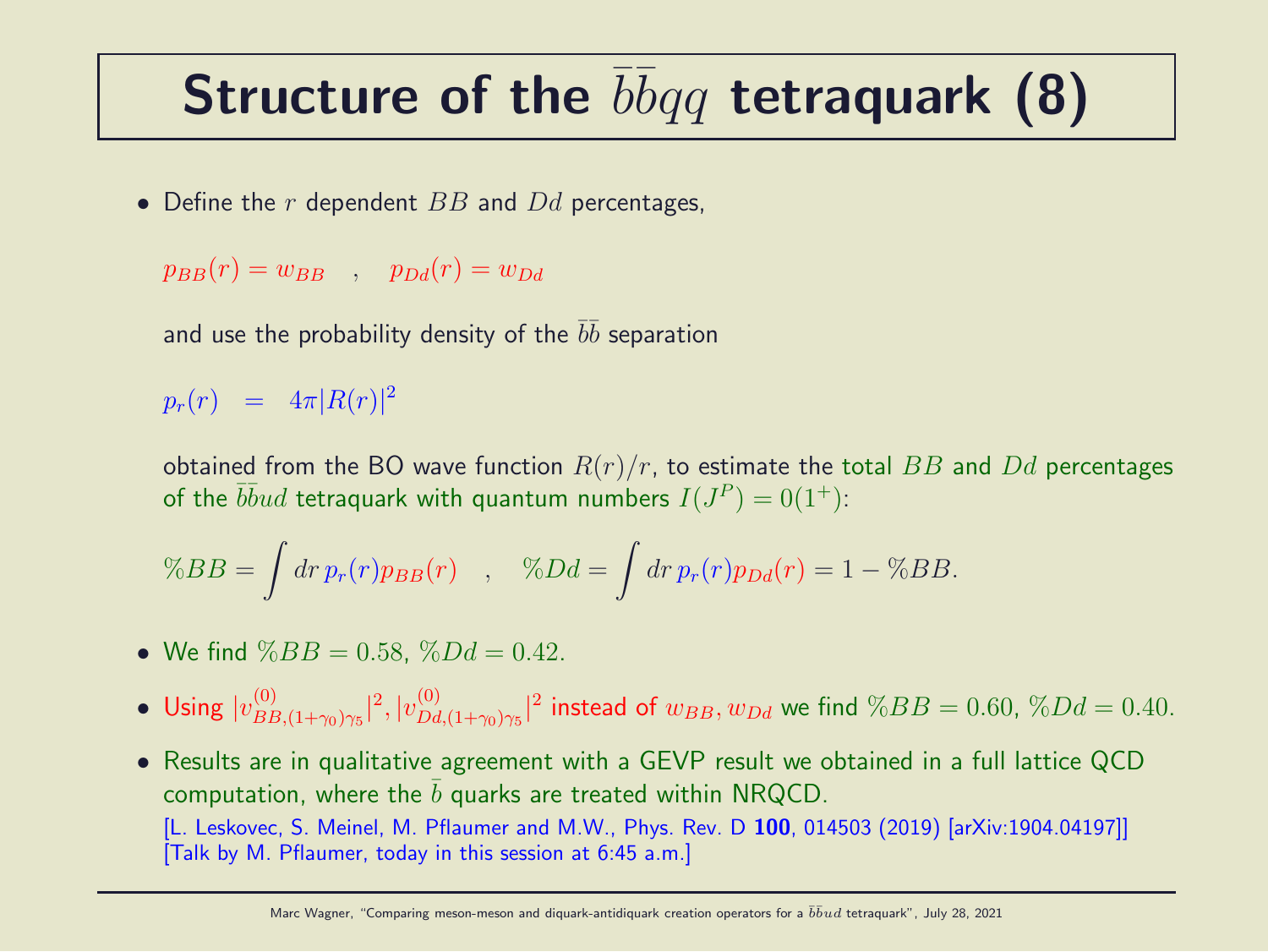# Structure of the $\bar{b}\bar{b}qq$ tetraquark (8)

- Define the $r$ dependent $BB$ and $Dd$ percentages,

  $$p_{BB}(r) = w_{BB} \quad , \quad p_{Dd}(r) = w_{Dd}$$

  and use the probability density of the $\bar{b}\bar{b}$ separation

  $$p_r(r) \quad = \quad 4\pi |R(r)|^2$$

  obtained from the BO wave function $R(r)/r$, to estimate the total $BB$ and $Dd$ percentages of the $\bar{b}\bar{b}ud$ tetraquark with quantum numbers $I(J^P) = 0(1^+)$:

  $$\%BB = \int dr \, p_r(r) p_{BB}(r) \quad , \quad \%Dd = \int dr \, p_r(r) p_{Dd}(r) = 1 - \%BB.$$

- We find $\%BB = 0.58$, $\%Dd = 0.42$.

- Using $|v^{(0)}_{BB,(1+\gamma_0)\gamma_5}|^2, |v^{(0)}_{Dd,(1+\gamma_0)\gamma_5}|^2$ instead of $w_{BB}, w_{Dd}$ we find $\%BB = 0.60$, $\%Dd = 0.40$.

- Results are in qualitative agreement with a GEVP result we obtained in a full lattice QCD computation, where the $\bar{b}$ quarks are treated within NRQCD.
  [L. Leskovec, S. Meinel, M. Pflaumer and M.W., Phys. Rev. D **100**, 014503 (2019) [arXiv:1904.04197]]
  [Talk by M. Pflaumer, today in this session at 6:45 a.m.]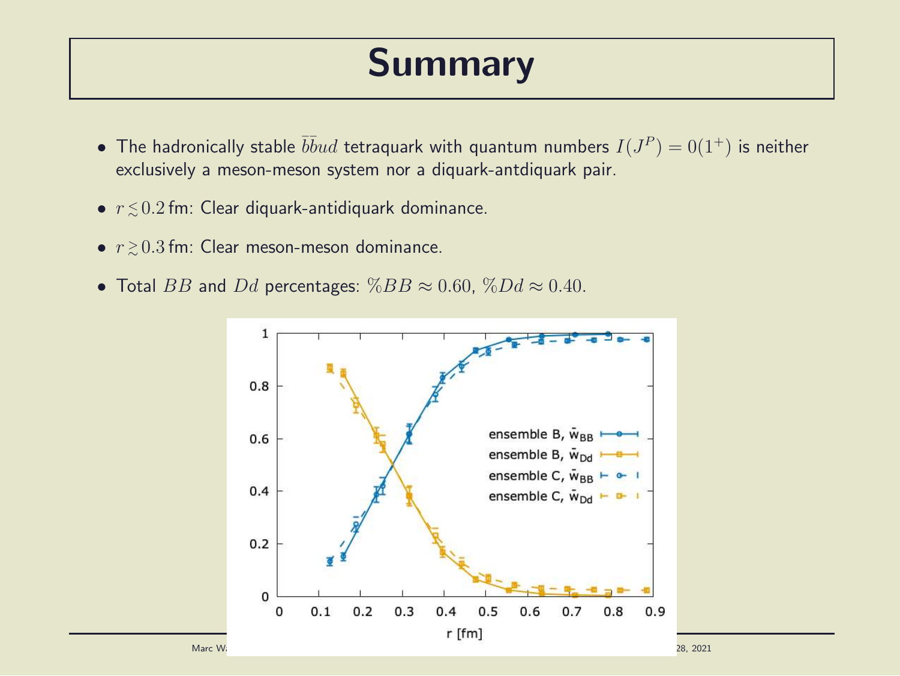# Summary

- The hadronically stable $\bar{b}\bar{b}ud$ tetraquark with quantum numbers $I(J^P) = 0(1^+)$ is neither exclusively a meson-meson system nor a diquark-antdiquark pair.
- $r \lesssim 0.2$ fm: Clear diquark-antidiquark dominance.
- $r \gtrsim 0.3$ fm: Clear meson-meson dominance.
- Total $BB$ and $Dd$ percentages: $\%BB \approx 0.60$, $\%Dd \approx 0.40$.

ensemble B, $\bar{w}_{BB}$
ensemble B, $\bar{w}_{Dd}$
ensemble C, $\bar{w}_{BB}$
ensemble C, $\bar{w}_{Dd}$

0
0.2
0.4
0.6
0.8
1

0
0.1
0.2
0.3
0.4
0.5
0.6
0.7
0.8
0.9

r [fm]